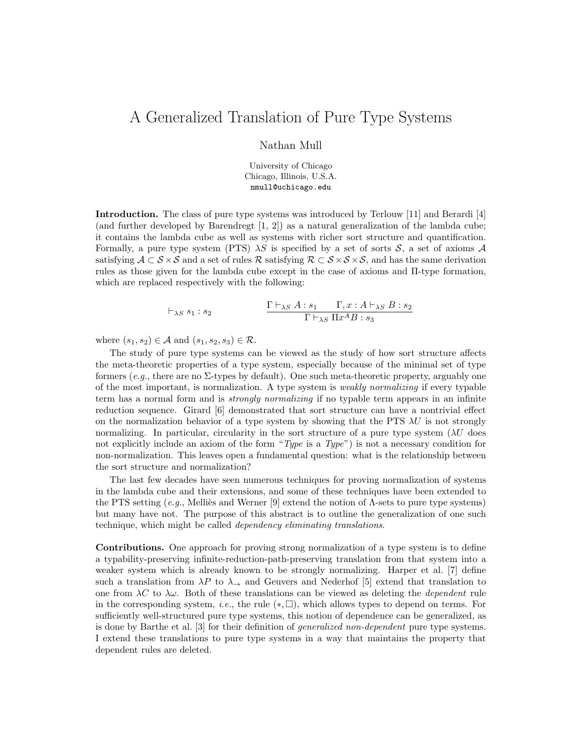# A Generalized Translation of Pure Type Systems

Nathan Mull

University of Chicago
Chicago, Illinois, U.S.A.
nmull@uchicago.edu

**Introduction.** The class of pure type systems was introduced by Terlouw [11] and Berardi [4] (and further developed by Barendregt [1, 2]) as a natural generalization of the lambda cube; it contains the lambda cube as well as systems with richer sort structure and quantification. Formally, a pure type system (PTS) $\lambda S$ is specified by a set of sorts $\mathcal{S}$, a set of axioms $\mathcal{A}$ satisfying $\mathcal{A} \subset \mathcal{S} \times \mathcal{S}$ and a set of rules $\mathcal{R}$ satisfying $\mathcal{R} \subset \mathcal{S} \times \mathcal{S} \times \mathcal{S}$, and has the same derivation rules as those given for the lambda cube except in the case of axioms and $\Pi$-type formation, which are replaced respectively with the following:

$$\vdash_{\lambda S} s_1 : s_2 \qquad\qquad \frac{\Gamma \vdash_{\lambda S} A : s_1 \qquad \Gamma, x : A \vdash_{\lambda S} B : s_2}{\Gamma \vdash_{\lambda S} \Pi x^A B : s_3}$$

where $(s_1, s_2) \in \mathcal{A}$ and $(s_1, s_2, s_3) \in \mathcal{R}$.

The study of pure type systems can be viewed as the study of how sort structure affects the meta-theoretic properties of a type system, especially because of the minimal set of type formers (*e.g.*, there are no $\Sigma$-types by default). One such meta-theoretic property, arguably one of the most important, is normalization. A type system is *weakly normalizing* if every typable term has a normal form and is *strongly normalizing* if no typable term appears in an infinite reduction sequence. Girard [6] demonstrated that sort structure can have a nontrivial effect on the normalization behavior of a type system by showing that the PTS $\lambda U$ is not strongly normalizing. In particular, circularity in the sort structure of a pure type system ($\lambda U$ does not explicitly include an axiom of the form "*Type* is a *Type*") is not a necessary condition for non-normalization. This leaves open a fundamental question: what is the relationship between the sort structure and normalization?

The last few decades have seen numerous techniques for proving normalization of systems in the lambda cube and their extensions, and some of these techniques have been extended to the PTS setting (*e.g.*, Melliès and Werner [9] extend the notion of $\Lambda$-sets to pure type systems) but many have not. The purpose of this abstract is to outline the generalization of one such technique, which might be called *dependency eliminating translations*.

**Contributions.** One approach for proving strong normalization of a type system is to define a typability-preserving infinite-reduction-path-preserving translation from that system into a weaker system which is already known to be strongly normalizing. Harper et al. [7] define such a translation from $\lambda P$ to $\lambda_{\rightarrow}$ and Geuvers and Nederhof [5] extend that translation to one from $\lambda C$ to $\lambda \omega$. Both of these translations can be viewed as deleting the *dependent* rule in the corresponding system, *i.e.*, the rule $(*, \square)$, which allows types to depend on terms. For sufficiently well-structured pure type systems, this notion of dependence can be generalized, as is done by Barthe et al. [3] for their definition of *generalized non-dependent* pure type systems. I extend these translations to pure type systems in a way that maintains the property that dependent rules are deleted.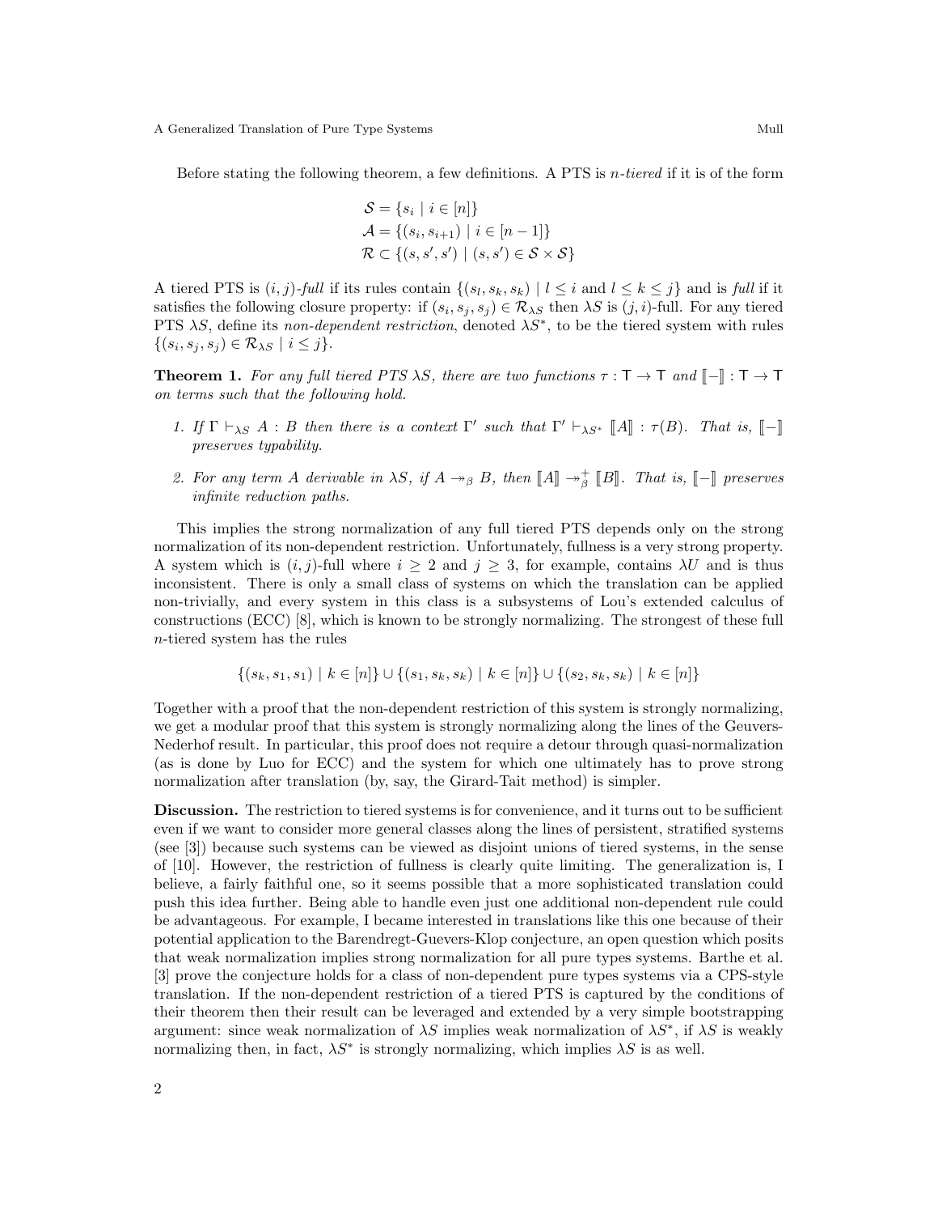Before stating the following theorem, a few definitions. A PTS is *n-tiered* if it is of the form

$$\mathcal{S} = \{s_i \mid i \in [n]\}$$
$$\mathcal{A} = \{(s_i, s_{i+1}) \mid i \in [n-1]\}$$
$$\mathcal{R} \subset \{(s, s', s') \mid (s, s') \in \mathcal{S} \times \mathcal{S}\}$$

A tiered PTS is $(i, j)$*-full* if its rules contain $\{(s_l, s_k, s_k) \mid l \leq i \text{ and } l \leq k \leq j\}$ and is *full* if it satisfies the following closure property: if $(s_i, s_j, s_j) \in \mathcal{R}_{\lambda S}$ then $\lambda S$ is $(j, i)$-full. For any tiered PTS $\lambda S$, define its *non-dependent restriction*, denoted $\lambda S^*$, to be the tiered system with rules $\{(s_i, s_j, s_j) \in \mathcal{R}_{\lambda S} \mid i \leq j\}$.

**Theorem 1.** *For any full tiered PTS $\lambda S$, there are two functions $\tau : \mathsf{T} \to \mathsf{T}$ and $[\![-]\!] : \mathsf{T} \to \mathsf{T}$ on terms such that the following hold.*

1. *If $\Gamma \vdash_{\lambda S} A : B$ then there is a context $\Gamma'$ such that $\Gamma' \vdash_{\lambda S^*} [\![A]\!] : \tau(B)$. That is, $[\![-]\!]$ preserves typability.*
2. *For any term $A$ derivable in $\lambda S$, if $A \twoheadrightarrow_\beta B$, then $[\![A]\!] \twoheadrightarrow^+_\beta [\![B]\!]$. That is, $[\![-]\!]$ preserves infinite reduction paths.*

This implies the strong normalization of any full tiered PTS depends only on the strong normalization of its non-dependent restriction. Unfortunately, fullness is a very strong property. A system which is $(i, j)$-full where $i \geq 2$ and $j \geq 3$, for example, contains $\lambda U$ and is thus inconsistent. There is only a small class of systems on which the translation can be applied non-trivially, and every system in this class is a subsystems of Lou's extended calculus of constructions (ECC) [8], which is known to be strongly normalizing. The strongest of these full $n$-tiered system has the rules

$$\{(s_k, s_1, s_1) \mid k \in [n]\} \cup \{(s_1, s_k, s_k) \mid k \in [n]\} \cup \{(s_2, s_k, s_k) \mid k \in [n]\}$$

Together with a proof that the non-dependent restriction of this system is strongly normalizing, we get a modular proof that this system is strongly normalizing along the lines of the Geuvers-Nederhof result. In particular, this proof does not require a detour through quasi-normalization (as is done by Luo for ECC) and the system for which one ultimately has to prove strong normalization after translation (by, say, the Girard-Tait method) is simpler.

**Discussion.** The restriction to tiered systems is for convenience, and it turns out to be sufficient even if we want to consider more general classes along the lines of persistent, stratified systems (see [3]) because such systems can be viewed as disjoint unions of tiered systems, in the sense of [10]. However, the restriction of fullness is clearly quite limiting. The generalization is, I believe, a fairly faithful one, so it seems possible that a more sophisticated translation could push this idea further. Being able to handle even just one additional non-dependent rule could be advantageous. For example, I became interested in translations like this one because of their potential application to the Barendregt-Guevers-Klop conjecture, an open question which posits that weak normalization implies strong normalization for all pure types systems. Barthe et al. [3] prove the conjecture holds for a class of non-dependent pure types systems via a CPS-style translation. If the non-dependent restriction of a tiered PTS is captured by the conditions of their theorem then their result can be leveraged and extended by a very simple bootstrapping argument: since weak normalization of $\lambda S$ implies weak normalization of $\lambda S^*$, if $\lambda S$ is weakly normalizing then, in fact, $\lambda S^*$ is strongly normalizing, which implies $\lambda S$ is as well.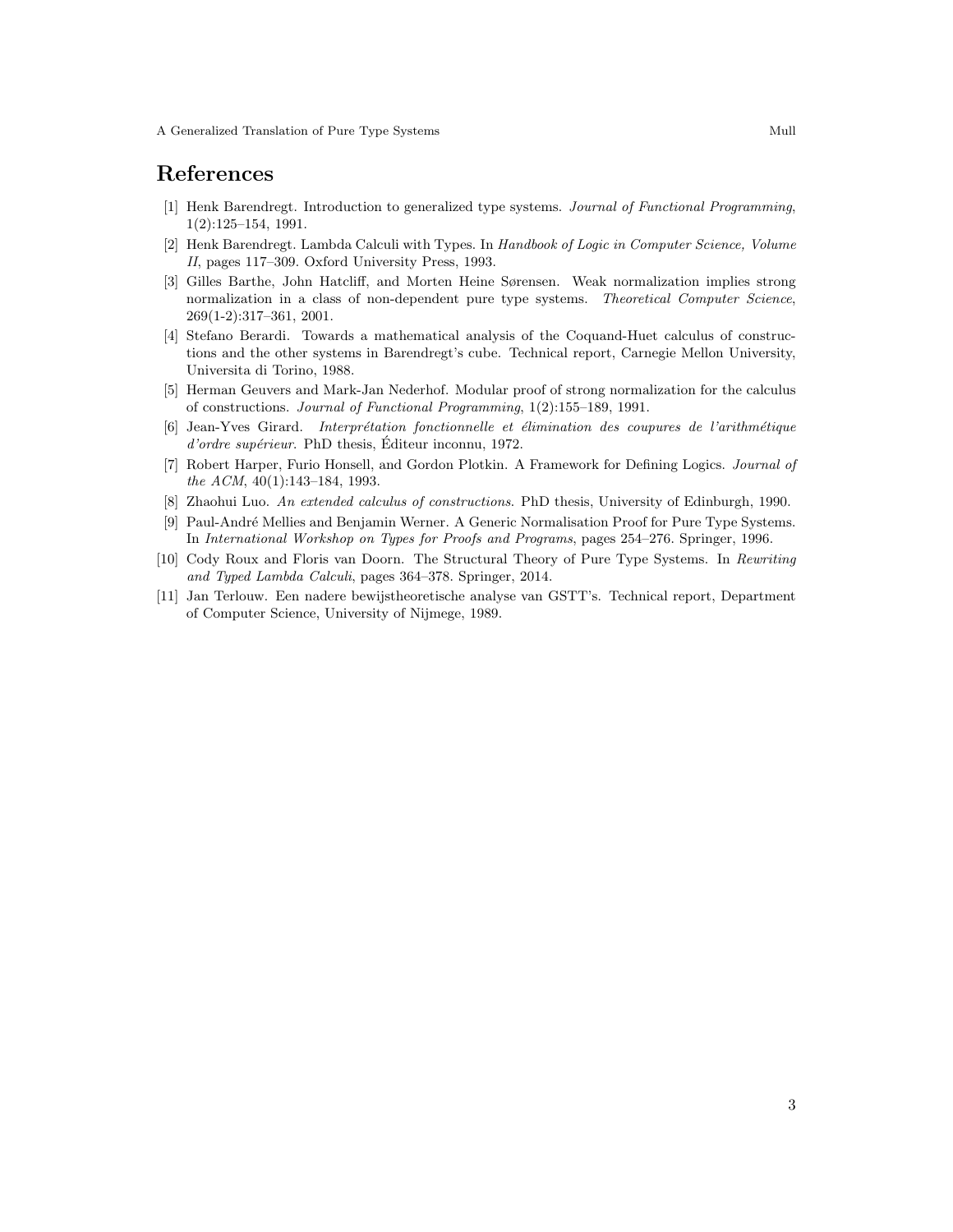# References

[1] Henk Barendregt. Introduction to generalized type systems. *Journal of Functional Programming*, 1(2):125–154, 1991.

[2] Henk Barendregt. Lambda Calculi with Types. In *Handbook of Logic in Computer Science, Volume II*, pages 117–309. Oxford University Press, 1993.

[3] Gilles Barthe, John Hatcliff, and Morten Heine Sørensen. Weak normalization implies strong normalization in a class of non-dependent pure type systems. *Theoretical Computer Science*, 269(1-2):317–361, 2001.

[4] Stefano Berardi. Towards a mathematical analysis of the Coquand-Huet calculus of constructions and the other systems in Barendregt's cube. Technical report, Carnegie Mellon University, Universita di Torino, 1988.

[5] Herman Geuvers and Mark-Jan Nederhof. Modular proof of strong normalization for the calculus of constructions. *Journal of Functional Programming*, 1(2):155–189, 1991.

[6] Jean-Yves Girard. *Interprétation fonctionnelle et élimination des coupures de l'arithmétique d'ordre supérieur*. PhD thesis, Éditeur inconnu, 1972.

[7] Robert Harper, Furio Honsell, and Gordon Plotkin. A Framework for Defining Logics. *Journal of the ACM*, 40(1):143–184, 1993.

[8] Zhaohui Luo. *An extended calculus of constructions*. PhD thesis, University of Edinburgh, 1990.

[9] Paul-André Mellies and Benjamin Werner. A Generic Normalisation Proof for Pure Type Systems. In *International Workshop on Types for Proofs and Programs*, pages 254–276. Springer, 1996.

[10] Cody Roux and Floris van Doorn. The Structural Theory of Pure Type Systems. In *Rewriting and Typed Lambda Calculi*, pages 364–378. Springer, 2014.

[11] Jan Terlouw. Een nadere bewijstheoretische analyse van GSTT's. Technical report, Department of Computer Science, University of Nijmege, 1989.